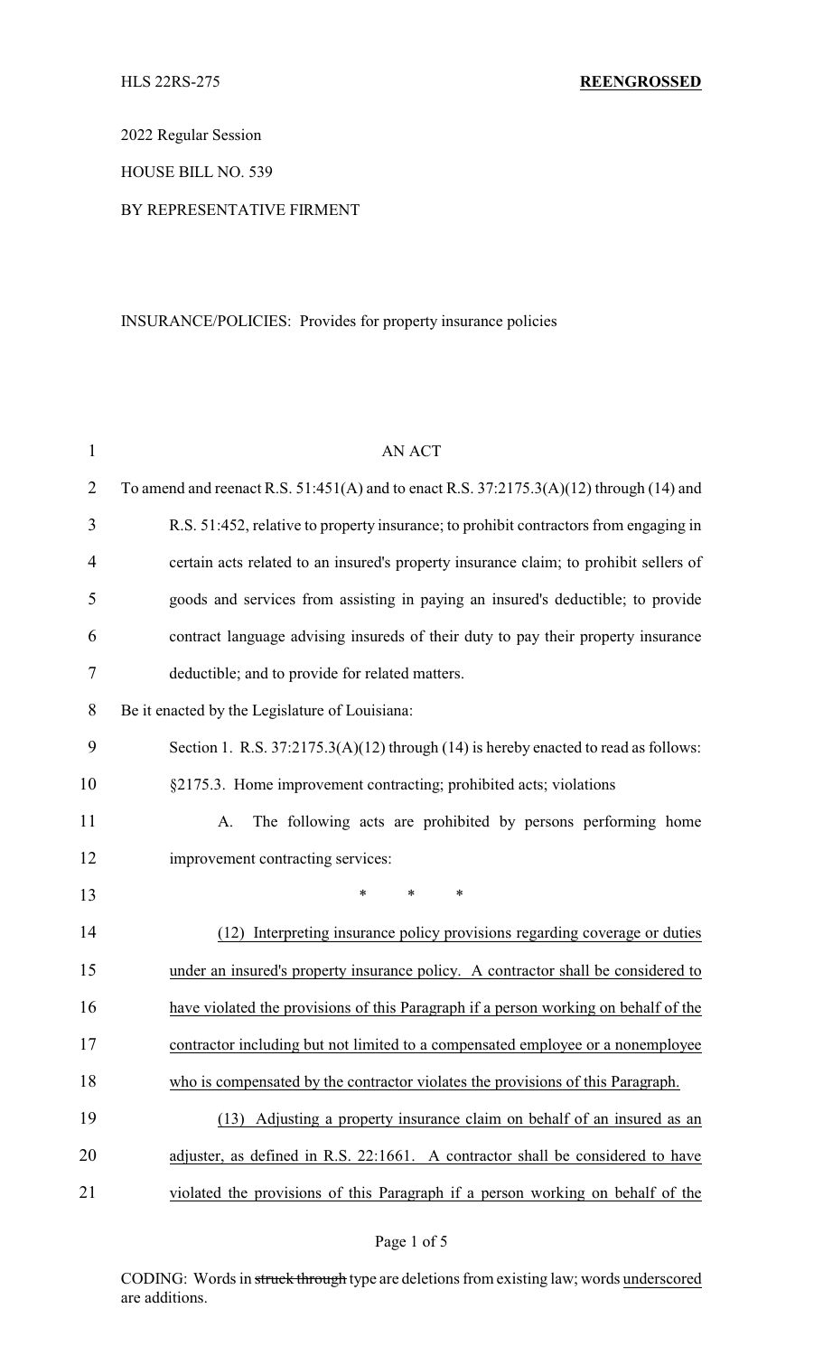HLS 22RS-275 **REENGROSSED**

2022 Regular Session

HOUSE BILL NO. 539

BY REPRESENTATIVE FIRMENT

INSURANCE/POLICIES: Provides for property insurance policies

AN ACT

To amend and reenact R.S. 51:451(A) and to enact R.S. 37:2175.3(A)(12) through (14) and R.S. 51:452, relative to property insurance; to prohibit contractors from engaging in certain acts related to an insured's property insurance claim; to prohibit sellers of goods and services from assisting in paying an insured's deductible; to provide contract language advising insureds of their duty to pay their property insurance deductible; and to provide for related matters.

Be it enacted by the Legislature of Louisiana:

Section 1. R.S. 37:2175.3(A)(12) through (14) is hereby enacted to read as follows:

§2175.3. Home improvement contracting; prohibited acts; violations

A. The following acts are prohibited by persons performing home improvement contracting services:

\* \* \*

<u>(12) Interpreting insurance policy provisions regarding coverage or duties under an insured's property insurance policy. A contractor shall be considered to have violated the provisions of this Paragraph if a person working on behalf of the contractor including but not limited to a compensated employee or a nonemployee who is compensated by the contractor violates the provisions of this Paragraph.</u>

<u>(13) Adjusting a property insurance claim on behalf of an insured as an adjuster, as defined in R.S. 22:1661. A contractor shall be considered to have violated the provisions of this Paragraph if a person working on behalf of the</u>

CODING: Words in ~~struck through~~ type are deletions from existing law; words <u>underscored</u> are additions.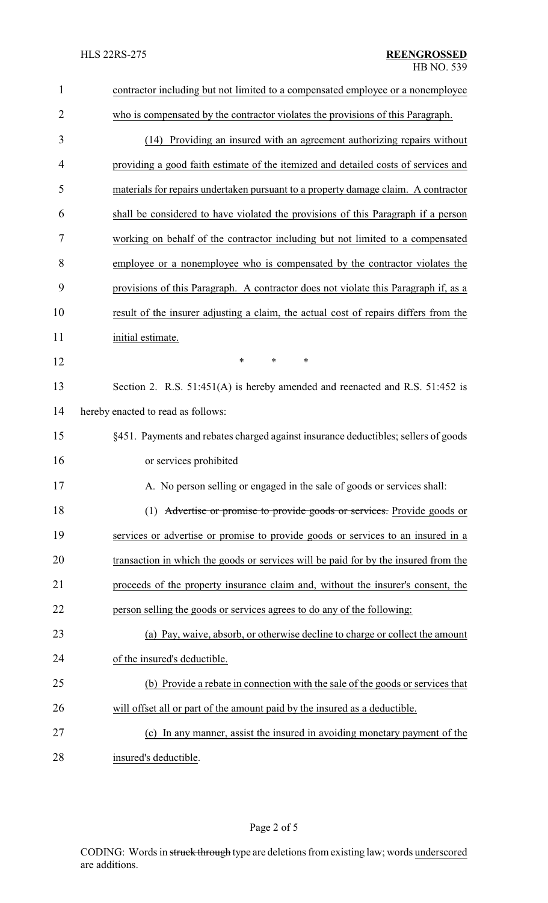contractor including but not limited to a compensated employee or a nonemployee who is compensated by the contractor violates the provisions of this Paragraph.

(14) Providing an insured with an agreement authorizing repairs without providing a good faith estimate of the itemized and detailed costs of services and materials for repairs undertaken pursuant to a property damage claim. A contractor shall be considered to have violated the provisions of this Paragraph if a person working on behalf of the contractor including but not limited to a compensated employee or a nonemployee who is compensated by the contractor violates the provisions of this Paragraph. A contractor does not violate this Paragraph if, as a result of the insurer adjusting a claim, the actual cost of repairs differs from the initial estimate.

\* \* \*

Section 2. R.S. 51:451(A) is hereby amended and reenacted and R.S. 51:452 is hereby enacted to read as follows:

§451. Payments and rebates charged against insurance deductibles; sellers of goods or services prohibited

A. No person selling or engaged in the sale of goods or services shall:

(1) ~~Advertise or promise to provide goods or services.~~ Provide goods or services or advertise or promise to provide goods or services to an insured in a transaction in which the goods or services will be paid for by the insured from the proceeds of the property insurance claim and, without the insurer's consent, the person selling the goods or services agrees to do any of the following:

(a) Pay, waive, absorb, or otherwise decline to charge or collect the amount of the insured's deductible.

(b) Provide a rebate in connection with the sale of the goods or services that will offset all or part of the amount paid by the insured as a deductible.

(c) In any manner, assist the insured in avoiding monetary payment of the insured's deductible.

CODING: Words in ~~struck through~~ type are deletions from existing law; words underscored are additions.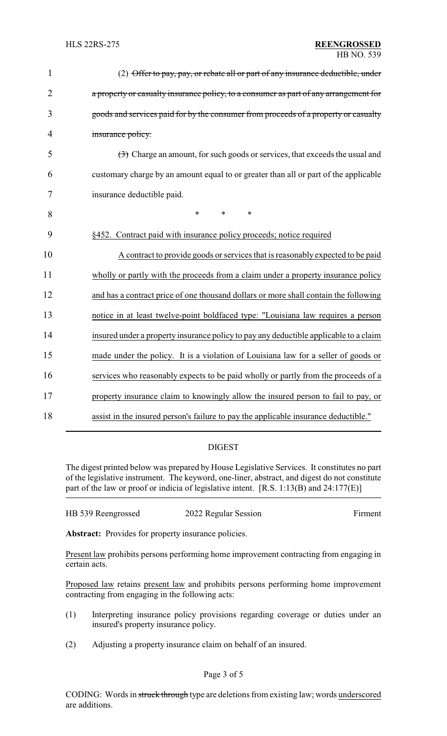(2) ~~Offer to pay, pay, or rebate all or part of any insurance deductible, under a property or casualty insurance policy, to a consumer as part of any arrangement for goods and services paid for by the consumer from proceeds of a property or casualty insurance policy.~~

~~(3)~~ Charge an amount, for such goods or services, that exceeds the usual and customary charge by an amount equal to or greater than all or part of the applicable insurance deductible paid.

\* \* \*

<u>§452. Contract paid with insurance policy proceeds; notice required</u>

<u>A contract to provide goods or services that is reasonably expected to be paid wholly or partly with the proceeds from a claim under a property insurance policy and has a contract price of one thousand dollars or more shall contain the following notice in at least twelve-point boldfaced type: "Louisiana law requires a person insured under a property insurance policy to pay any deductible applicable to a claim made under the policy. It is a violation of Louisiana law for a seller of goods or services who reasonably expects to be paid wholly or partly from the proceeds of a property insurance claim to knowingly allow the insured person to fail to pay, or assist in the insured person's failure to pay the applicable insurance deductible."</u>

## DIGEST

The digest printed below was prepared by House Legislative Services. It constitutes no part of the legislative instrument. The keyword, one-liner, abstract, and digest do not constitute part of the law or proof or indicia of legislative intent. [R.S. 1:13(B) and 24:177(E)]

HB 539 Reengrossed — 2022 Regular Session — Firment

**Abstract:** Provides for property insurance policies.

<u>Present law</u> prohibits persons performing home improvement contracting from engaging in certain acts.

<u>Proposed law</u> retains <u>present law</u> and prohibits persons performing home improvement contracting from engaging in the following acts:

(1) Interpreting insurance policy provisions regarding coverage or duties under an insured's property insurance policy.

(2) Adjusting a property insurance claim on behalf of an insured.

CODING: Words in ~~struck through~~ type are deletions from existing law; words <u>underscored</u> are additions.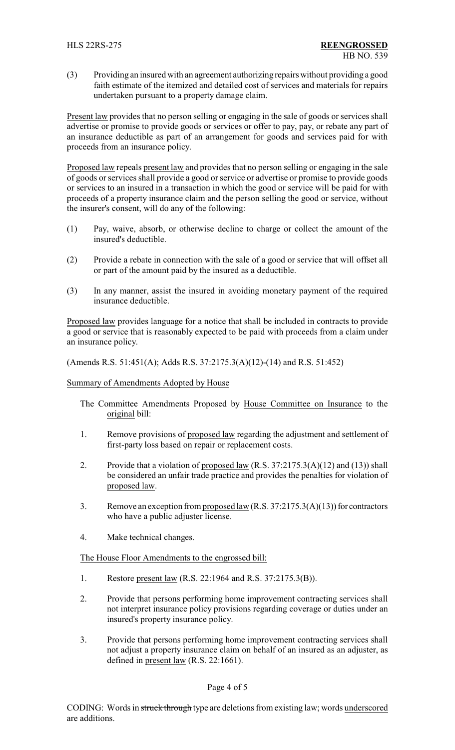(3) Providing an insured with an agreement authorizing repairs without providing a good faith estimate of the itemized and detailed cost of services and materials for repairs undertaken pursuant to a property damage claim.

Present law provides that no person selling or engaging in the sale of goods or services shall advertise or promise to provide goods or services or offer to pay, pay, or rebate any part of an insurance deductible as part of an arrangement for goods and services paid for with proceeds from an insurance policy.

Proposed law repeals present law and provides that no person selling or engaging in the sale of goods or services shall provide a good or service or advertise or promise to provide goods or services to an insured in a transaction in which the good or service will be paid for with proceeds of a property insurance claim and the person selling the good or service, without the insurer's consent, will do any of the following:

(1) Pay, waive, absorb, or otherwise decline to charge or collect the amount of the insured's deductible.

(2) Provide a rebate in connection with the sale of a good or service that will offset all or part of the amount paid by the insured as a deductible.

(3) In any manner, assist the insured in avoiding monetary payment of the required insurance deductible.

Proposed law provides language for a notice that shall be included in contracts to provide a good or service that is reasonably expected to be paid with proceeds from a claim under an insurance policy.

(Amends R.S. 51:451(A); Adds R.S. 37:2175.3(A)(12)-(14) and R.S. 51:452)

Summary of Amendments Adopted by House

The Committee Amendments Proposed by House Committee on Insurance to the original bill:

1. Remove provisions of proposed law regarding the adjustment and settlement of first-party loss based on repair or replacement costs.

2. Provide that a violation of proposed law (R.S. 37:2175.3(A)(12) and (13)) shall be considered an unfair trade practice and provides the penalties for violation of proposed law.

3. Remove an exception from proposed law (R.S. 37:2175.3(A)(13)) for contractors who have a public adjuster license.

4. Make technical changes.

The House Floor Amendments to the engrossed bill:

1. Restore present law (R.S. 22:1964 and R.S. 37:2175.3(B)).

2. Provide that persons performing home improvement contracting services shall not interpret insurance policy provisions regarding coverage or duties under an insured's property insurance policy.

3. Provide that persons performing home improvement contracting services shall not adjust a property insurance claim on behalf of an insured as an adjuster, as defined in present law (R.S. 22:1661).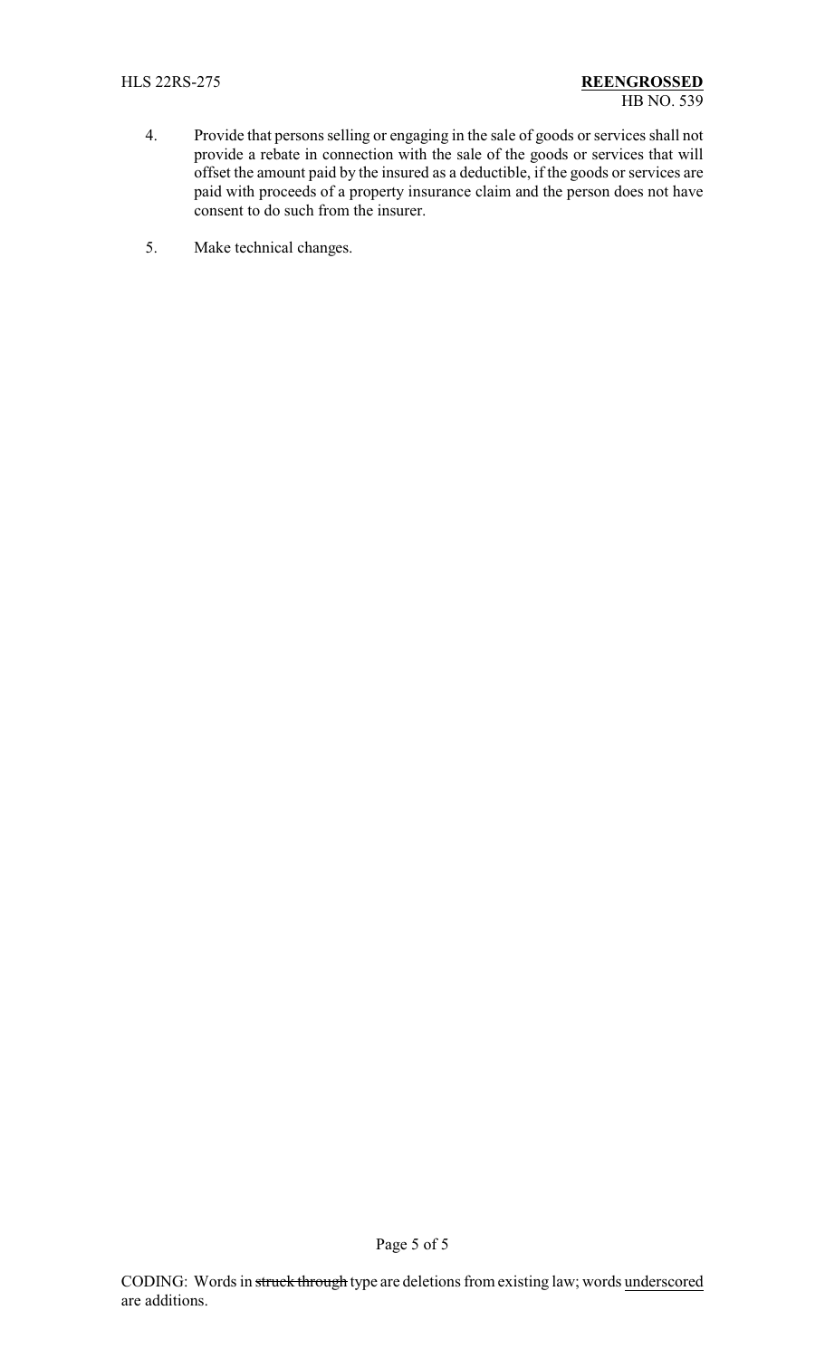4. Provide that persons selling or engaging in the sale of goods or services shall not provide a rebate in connection with the sale of the goods or services that will offset the amount paid by the insured as a deductible, if the goods or services are paid with proceeds of a property insurance claim and the person does not have consent to do such from the insurer.

5. Make technical changes.